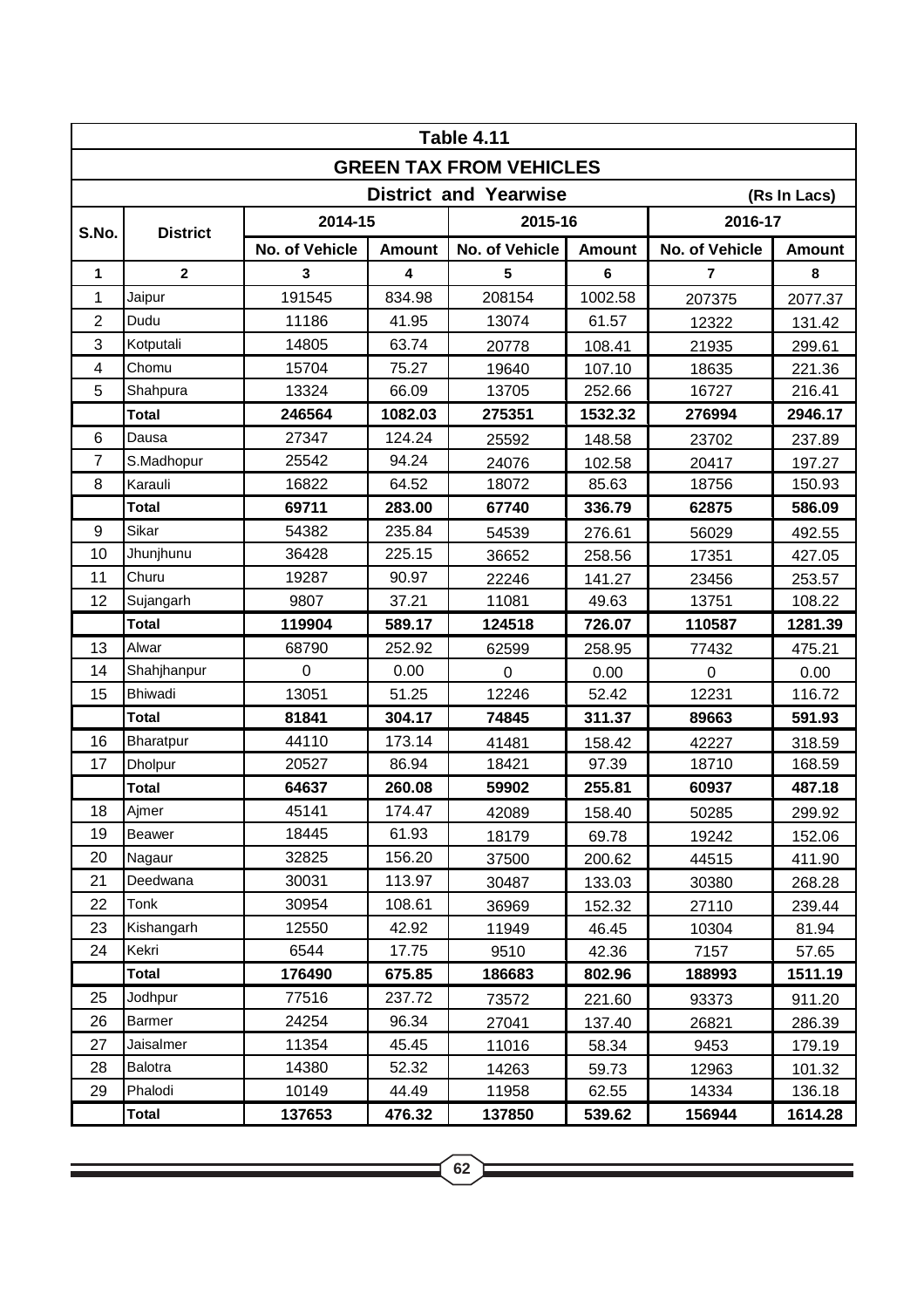## Table 4.11

## GREEN TAX FROM VEHICLES

### District and Yearwise

(Rs In Lacs)

| S.No. | District | 2014-15 | | 2015-16 | | 2016-17 | |
|---|---|---|---|---|---|---|---|
| | | No. of Vehicle | Amount | No. of Vehicle | Amount | No. of Vehicle | Amount |
| **1** | **2** | **3** | **4** | **5** | **6** | **7** | **8** |
| 1 | Jaipur | 191545 | 834.98 | 208154 | 1002.58 | 207375 | 2077.37 |
| 2 | Dudu | 11186 | 41.95 | 13074 | 61.57 | 12322 | 131.42 |
| 3 | Kotputali | 14805 | 63.74 | 20778 | 108.41 | 21935 | 299.61 |
| 4 | Chomu | 15704 | 75.27 | 19640 | 107.10 | 18635 | 221.36 |
| 5 | Shahpura | 13324 | 66.09 | 13705 | 252.66 | 16727 | 216.41 |
| | **Total** | **246564** | **1082.03** | **275351** | **1532.32** | **276994** | **2946.17** |
| 6 | Dausa | 27347 | 124.24 | 25592 | 148.58 | 23702 | 237.89 |
| 7 | S.Madhopur | 25542 | 94.24 | 24076 | 102.58 | 20417 | 197.27 |
| 8 | Karauli | 16822 | 64.52 | 18072 | 85.63 | 18756 | 150.93 |
| | **Total** | **69711** | **283.00** | **67740** | **336.79** | **62875** | **586.09** |
| 9 | Sikar | 54382 | 235.84 | 54539 | 276.61 | 56029 | 492.55 |
| 10 | Jhunjhunu | 36428 | 225.15 | 36652 | 258.56 | 17351 | 427.05 |
| 11 | Churu | 19287 | 90.97 | 22246 | 141.27 | 23456 | 253.57 |
| 12 | Sujangarh | 9807 | 37.21 | 11081 | 49.63 | 13751 | 108.22 |
| | **Total** | **119904** | **589.17** | **124518** | **726.07** | **110587** | **1281.39** |
| 13 | Alwar | 68790 | 252.92 | 62599 | 258.95 | 77432 | 475.21 |
| 14 | Shahjhanpur | 0 | 0.00 | 0 | 0.00 | 0 | 0.00 |
| 15 | Bhiwadi | 13051 | 51.25 | 12246 | 52.42 | 12231 | 116.72 |
| | **Total** | **81841** | **304.17** | **74845** | **311.37** | **89663** | **591.93** |
| 16 | Bharatpur | 44110 | 173.14 | 41481 | 158.42 | 42227 | 318.59 |
| 17 | Dholpur | 20527 | 86.94 | 18421 | 97.39 | 18710 | 168.59 |
| | **Total** | **64637** | **260.08** | **59902** | **255.81** | **60937** | **487.18** |
| 18 | Ajmer | 45141 | 174.47 | 42089 | 158.40 | 50285 | 299.92 |
| 19 | Beawer | 18445 | 61.93 | 18179 | 69.78 | 19242 | 152.06 |
| 20 | Nagaur | 32825 | 156.20 | 37500 | 200.62 | 44515 | 411.90 |
| 21 | Deedwana | 30031 | 113.97 | 30487 | 133.03 | 30380 | 268.28 |
| 22 | Tonk | 30954 | 108.61 | 36969 | 152.32 | 27110 | 239.44 |
| 23 | Kishangarh | 12550 | 42.92 | 11949 | 46.45 | 10304 | 81.94 |
| 24 | Kekri | 6544 | 17.75 | 9510 | 42.36 | 7157 | 57.65 |
| | **Total** | **176490** | **675.85** | **186683** | **802.96** | **188993** | **1511.19** |
| 25 | Jodhpur | 77516 | 237.72 | 73572 | 221.60 | 93373 | 911.20 |
| 26 | Barmer | 24254 | 96.34 | 27041 | 137.40 | 26821 | 286.39 |
| 27 | Jaisalmer | 11354 | 45.45 | 11016 | 58.34 | 9453 | 179.19 |
| 28 | Balotra | 14380 | 52.32 | 14263 | 59.73 | 12963 | 101.32 |
| 29 | Phalodi | 10149 | 44.49 | 11958 | 62.55 | 14334 | 136.18 |
| | **Total** | **137653** | **476.32** | **137850** | **539.62** | **156944** | **1614.28** |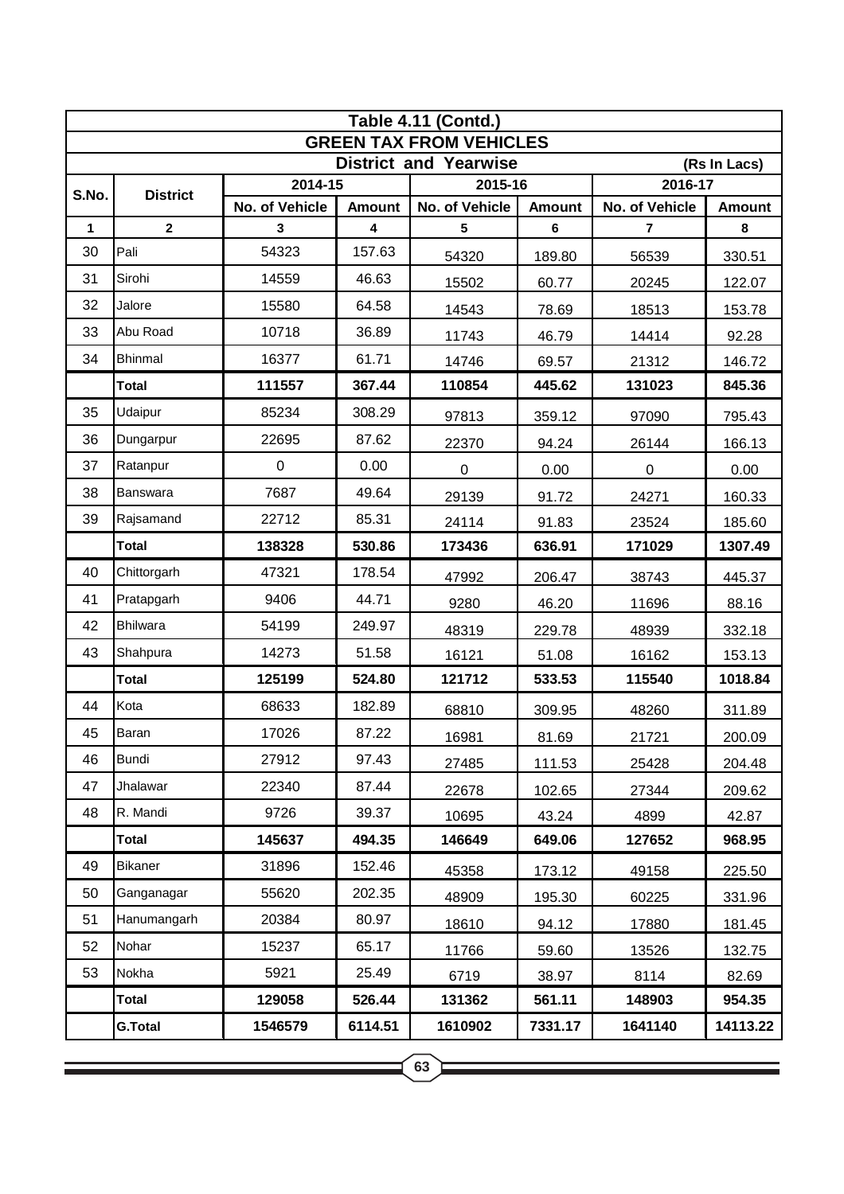## Table 4.11 (Contd.)

## GREEN TAX FROM VEHICLES

### District and Yearwise

(Rs In Lacs)

| S.No. | District | 2014-15 | | 2015-16 | | 2016-17 | |
|---|---|---|---|---|---|---|---|
| | | No. of Vehicle | Amount | No. of Vehicle | Amount | No. of Vehicle | Amount |
| 1 | 2 | 3 | 4 | 5 | 6 | 7 | 8 |
| 30 | Pali | 54323 | 157.63 | 54320 | 189.80 | 56539 | 330.51 |
| 31 | Sirohi | 14559 | 46.63 | 15502 | 60.77 | 20245 | 122.07 |
| 32 | Jalore | 15580 | 64.58 | 14543 | 78.69 | 18513 | 153.78 |
| 33 | Abu Road | 10718 | 36.89 | 11743 | 46.79 | 14414 | 92.28 |
| 34 | Bhinmal | 16377 | 61.71 | 14746 | 69.57 | 21312 | 146.72 |
| | **Total** | **111557** | **367.44** | **110854** | **445.62** | **131023** | **845.36** |
| 35 | Udaipur | 85234 | 308.29 | 97813 | 359.12 | 97090 | 795.43 |
| 36 | Dungarpur | 22695 | 87.62 | 22370 | 94.24 | 26144 | 166.13 |
| 37 | Ratanpur | 0 | 0.00 | 0 | 0.00 | 0 | 0.00 |
| 38 | Banswara | 7687 | 49.64 | 29139 | 91.72 | 24271 | 160.33 |
| 39 | Rajsamand | 22712 | 85.31 | 24114 | 91.83 | 23524 | 185.60 |
| | **Total** | **138328** | **530.86** | **173436** | **636.91** | **171029** | **1307.49** |
| 40 | Chittorgarh | 47321 | 178.54 | 47992 | 206.47 | 38743 | 445.37 |
| 41 | Pratapgarh | 9406 | 44.71 | 9280 | 46.20 | 11696 | 88.16 |
| 42 | Bhilwara | 54199 | 249.97 | 48319 | 229.78 | 48939 | 332.18 |
| 43 | Shahpura | 14273 | 51.58 | 16121 | 51.08 | 16162 | 153.13 |
| | **Total** | **125199** | **524.80** | **121712** | **533.53** | **115540** | **1018.84** |
| 44 | Kota | 68633 | 182.89 | 68810 | 309.95 | 48260 | 311.89 |
| 45 | Baran | 17026 | 87.22 | 16981 | 81.69 | 21721 | 200.09 |
| 46 | Bundi | 27912 | 97.43 | 27485 | 111.53 | 25428 | 204.48 |
| 47 | Jhalawar | 22340 | 87.44 | 22678 | 102.65 | 27344 | 209.62 |
| 48 | R. Mandi | 9726 | 39.37 | 10695 | 43.24 | 4899 | 42.87 |
| | **Total** | **145637** | **494.35** | **146649** | **649.06** | **127652** | **968.95** |
| 49 | Bikaner | 31896 | 152.46 | 45358 | 173.12 | 49158 | 225.50 |
| 50 | Ganganagar | 55620 | 202.35 | 48909 | 195.30 | 60225 | 331.96 |
| 51 | Hanumangarh | 20384 | 80.97 | 18610 | 94.12 | 17880 | 181.45 |
| 52 | Nohar | 15237 | 65.17 | 11766 | 59.60 | 13526 | 132.75 |
| 53 | Nokha | 5921 | 25.49 | 6719 | 38.97 | 8114 | 82.69 |
| | **Total** | **129058** | **526.44** | **131362** | **561.11** | **148903** | **954.35** |
| | **G.Total** | **1546579** | **6114.51** | **1610902** | **7331.17** | **1641140** | **14113.22** |